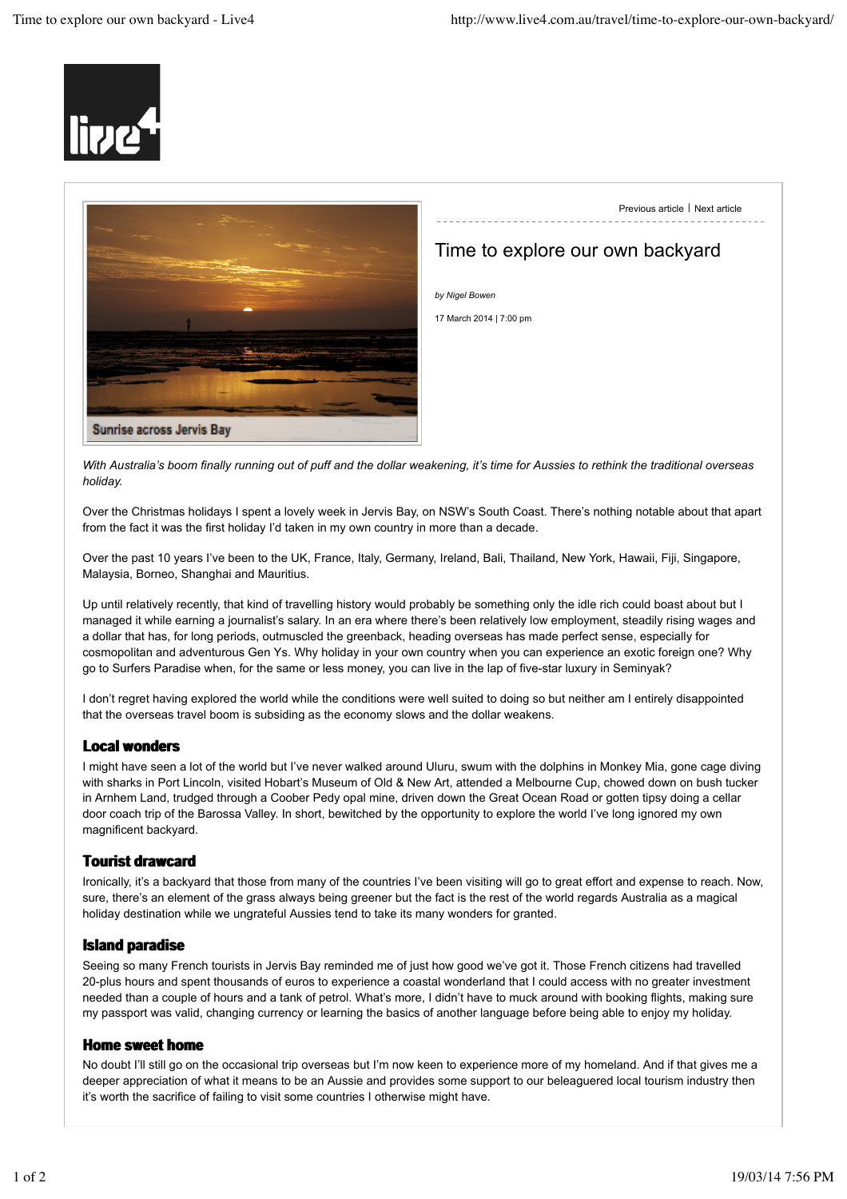Previous article | Next article

# Time to explore our own backyard

Sunrise across Jervis Bay

*by Nigel Bowen*

17 March 2014 | 7:00 pm

*With Australia's boom finally running out of puff and the dollar weakening, it's time for Aussies to rethink the traditional overseas holiday.*

Over the Christmas holidays I spent a lovely week in Jervis Bay, on NSW's South Coast. There's nothing notable about that apart from the fact it was the first holiday I'd taken in my own country in more than a decade.

Over the past 10 years I've been to the UK, France, Italy, Germany, Ireland, Bali, Thailand, New York, Hawaii, Fiji, Singapore, Malaysia, Borneo, Shanghai and Mauritius.

Up until relatively recently, that kind of travelling history would probably be something only the idle rich could boast about but I managed it while earning a journalist's salary. In an era where there's been relatively low employment, steadily rising wages and a dollar that has, for long periods, outmuscled the greenback, heading overseas has made perfect sense, especially for cosmopolitan and adventurous Gen Ys. Why holiday in your own country when you can experience an exotic foreign one? Why go to Surfers Paradise when, for the same or less money, you can live in the lap of five-star luxury in Seminyak?

I don't regret having explored the world while the conditions were well suited to doing so but neither am I entirely disappointed that the overseas travel boom is subsiding as the economy slows and the dollar weakens.

## Local wonders

I might have seen a lot of the world but I've never walked around Uluru, swum with the dolphins in Monkey Mia, gone cage diving with sharks in Port Lincoln, visited Hobart's Museum of Old & New Art, attended a Melbourne Cup, chowed down on bush tucker in Arnhem Land, trudged through a Coober Pedy opal mine, driven down the Great Ocean Road or gotten tipsy doing a cellar door coach trip of the Barossa Valley. In short, bewitched by the opportunity to explore the world I've long ignored my own magnificent backyard.

## Tourist drawcard

Ironically, it's a backyard that those from many of the countries I've been visiting will go to great effort and expense to reach. Now, sure, there's an element of the grass always being greener but the fact is the rest of the world regards Australia as a magical holiday destination while we ungrateful Aussies tend to take its many wonders for granted.

## Island paradise

Seeing so many French tourists in Jervis Bay reminded me of just how good we've got it. Those French citizens had travelled 20-plus hours and spent thousands of euros to experience a coastal wonderland that I could access with no greater investment needed than a couple of hours and a tank of petrol. What's more, I didn't have to muck around with booking flights, making sure my passport was valid, changing currency or learning the basics of another language before being able to enjoy my holiday.

## Home sweet home

No doubt I'll still go on the occasional trip overseas but I'm now keen to experience more of my homeland. And if that gives me a deeper appreciation of what it means to be an Aussie and provides some support to our beleaguered local tourism industry then it's worth the sacrifice of failing to visit some countries I otherwise might have.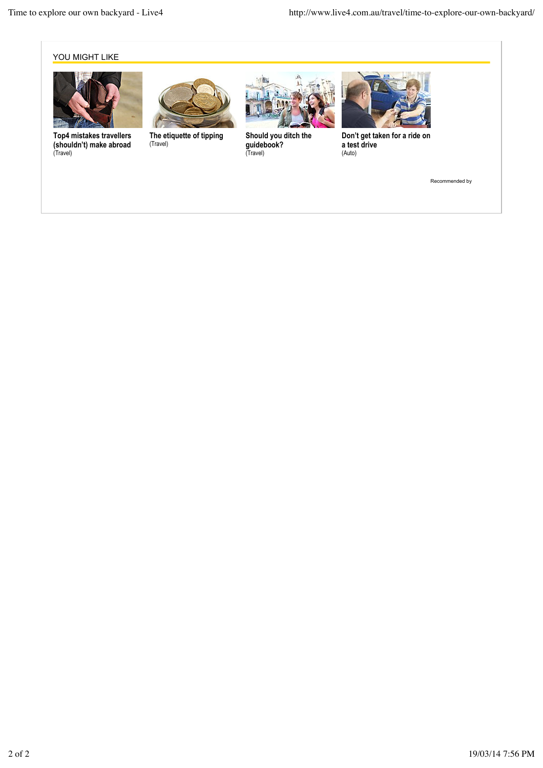YOU MIGHT LIKE

**Top4 mistakes travellers (shouldn't) make abroad**
(Travel)

**The etiquette of tipping**
(Travel)

**Should you ditch the guidebook?**
(Travel)

**Don't get taken for a ride on a test drive**
(Auto)

Recommended by